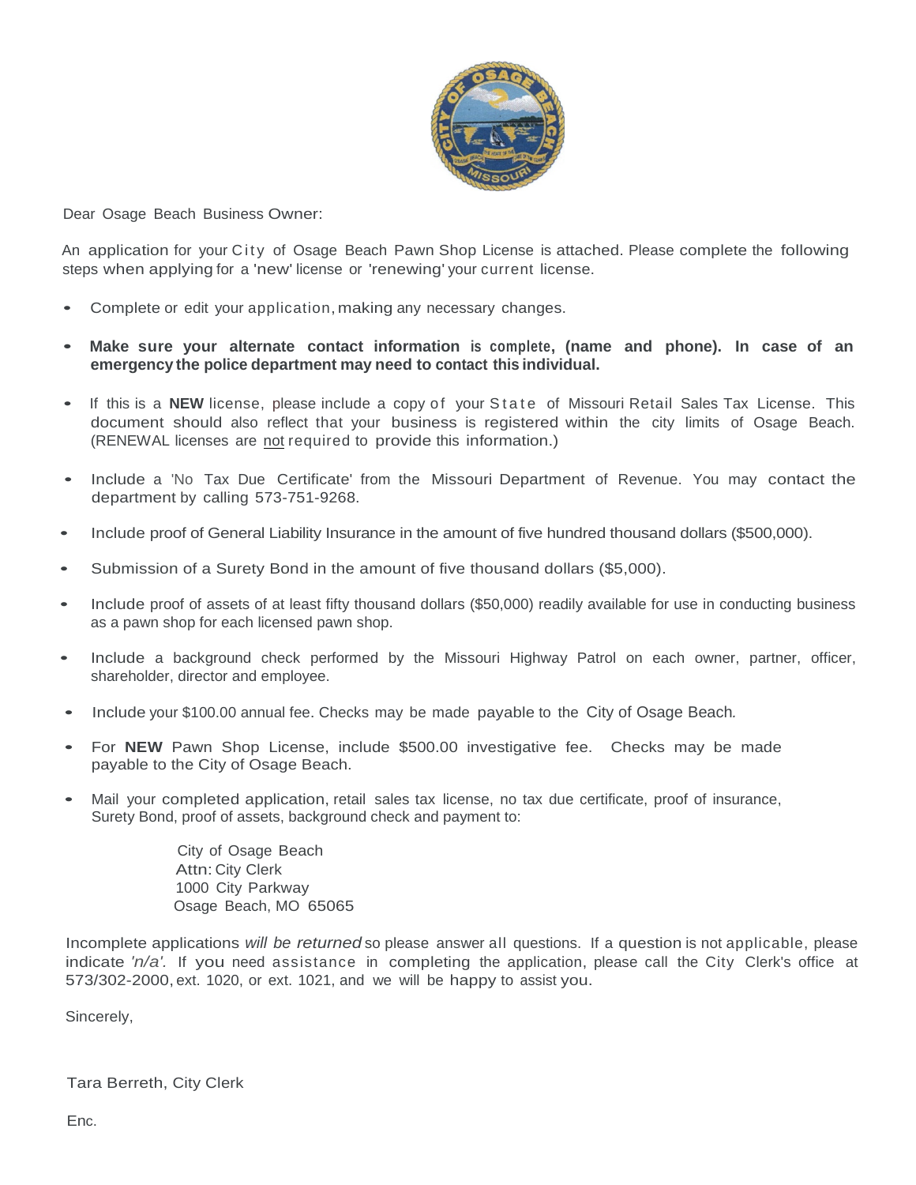Dear Osage Beach Business Owner:

An application for your City of Osage Beach Pawn Shop License is attached. Please complete the following steps when applying for a 'new' license or 'renewing' your current license.

- Complete or edit your application, making any necessary changes.
- **Make sure your alternate contact information is complete, (name and phone). In case of an emergency the police department may need to contact this individual.**
- If this is a **NEW** license, please include a copy of your State of Missouri Retail Sales Tax License. This document should also reflect that your business is registered within the city limits of Osage Beach. (RENEWAL licenses are not required to provide this information.)
- Include a 'No Tax Due Certificate' from the Missouri Department of Revenue. You may contact the department by calling 573-751-9268.
- Include proof of General Liability Insurance in the amount of five hundred thousand dollars ($500,000).
- Submission of a Surety Bond in the amount of five thousand dollars ($5,000).
- Include proof of assets of at least fifty thousand dollars ($50,000) readily available for use in conducting business as a pawn shop for each licensed pawn shop.
- Include a background check performed by the Missouri Highway Patrol on each owner, partner, officer, shareholder, director and employee.
- Include your $100.00 annual fee. Checks may be made payable to the City of Osage Beach.
- For **NEW** Pawn Shop License, include $500.00 investigative fee. Checks may be made payable to the City of Osage Beach.
- Mail your completed application, retail sales tax license, no tax due certificate, proof of insurance, Surety Bond, proof of assets, background check and payment to:

  City of Osage Beach  
  Attn: City Clerk  
  1000 City Parkway  
  Osage Beach, MO 65065

Incomplete applications *will be returned* so please answer all questions. If a question is not applicable, please indicate *'n/a'*. If you need assistance in completing the application, please call the City Clerk's office at 573/302-2000, ext. 1020, or ext. 1021, and we will be happy to assist you.

Sincerely,

Tara Berreth, City Clerk

Enc.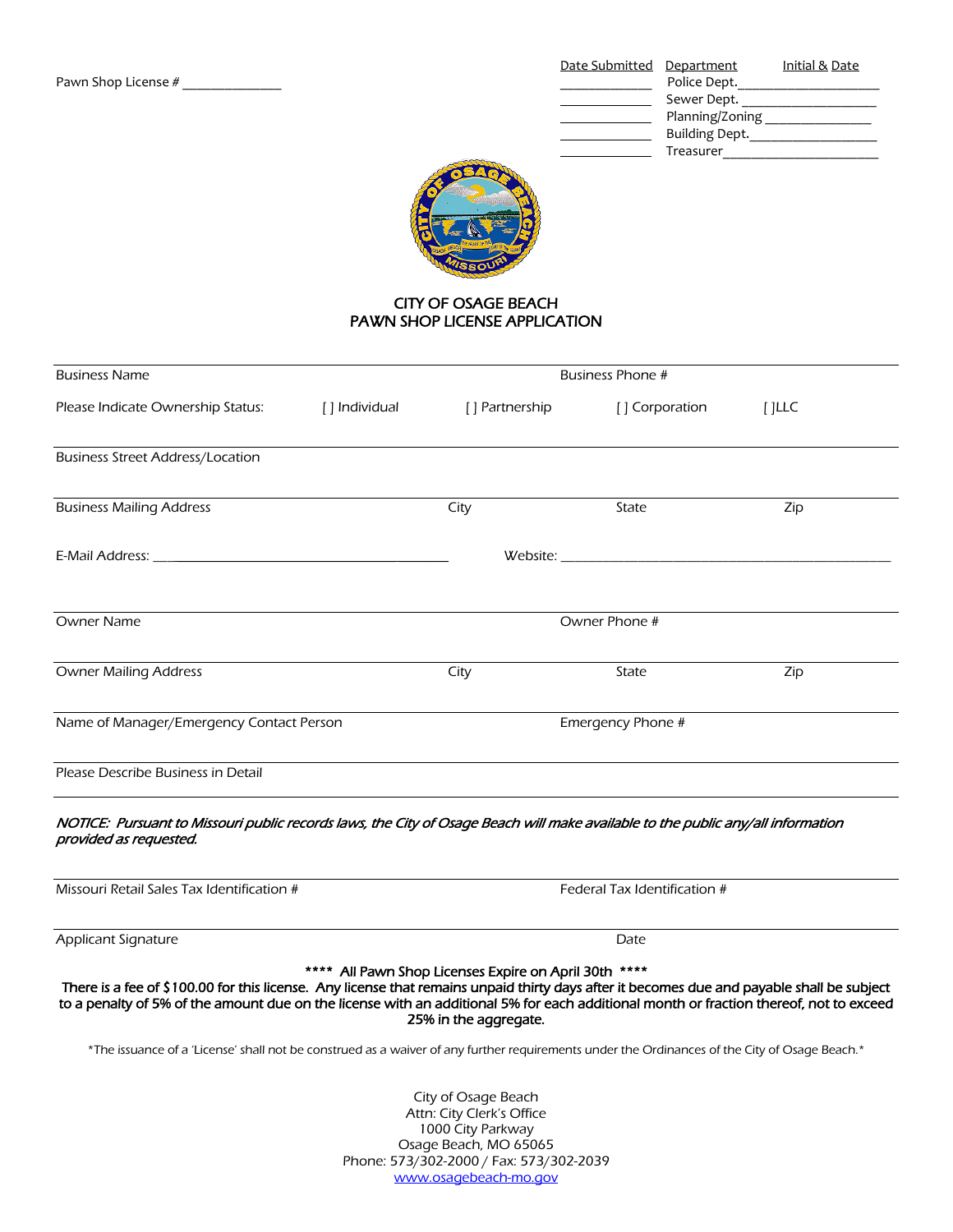Pawn Shop License # _______________

| Date Submitted | Department | Initial & Date |
|---|---|---|
| _____________ | Police Dept. | _____________________ |
| _____________ | Sewer Dept. | ____________________ |
| _____________ | Planning/Zoning | ________________ |
| _____________ | Building Dept. | ___________________ |
| _____________ | Treasurer | _______________________ |

# CITY OF OSAGE BEACH
# PAWN SHOP LICENSE APPLICATION

Business Name | Business Phone #

Please Indicate Ownership Status: [ ] Individual [ ] Partnership [ ] Corporation [ ]LLC

Business Street Address/Location

Business Mailing Address | City | State | Zip

E-Mail Address: ___________________________________________ Website: ___________________________________________________

Owner Name | Owner Phone #

Owner Mailing Address | City | State | Zip

Name of Manager/Emergency Contact Person | Emergency Phone #

Please Describe Business in Detail

*NOTICE: Pursuant to Missouri public records laws, the City of Osage Beach will make available to the public any/all information provided as requested.*

Missouri Retail Sales Tax Identification # | Federal Tax Identification #

Applicant Signature | Date

**\*\*\*\* All Pawn Shop Licenses Expire on April 30th \*\*\*\***

**There is a fee of $100.00 for this license. Any license that remains unpaid thirty days after it becomes due and payable shall be subject to a penalty of 5% of the amount due on the license with an additional 5% for each additional month or fraction thereof, not to exceed 25% in the aggregate.**

*The issuance of a 'License' shall not be construed as a waiver of any further requirements under the Ordinances of the City of Osage Beach.*

City of Osage Beach
Attn: City Clerk's Office
1000 City Parkway
Osage Beach, MO 65065
Phone: 573/302-2000 / Fax: 573/302-2039
www.osagebeach-mo.gov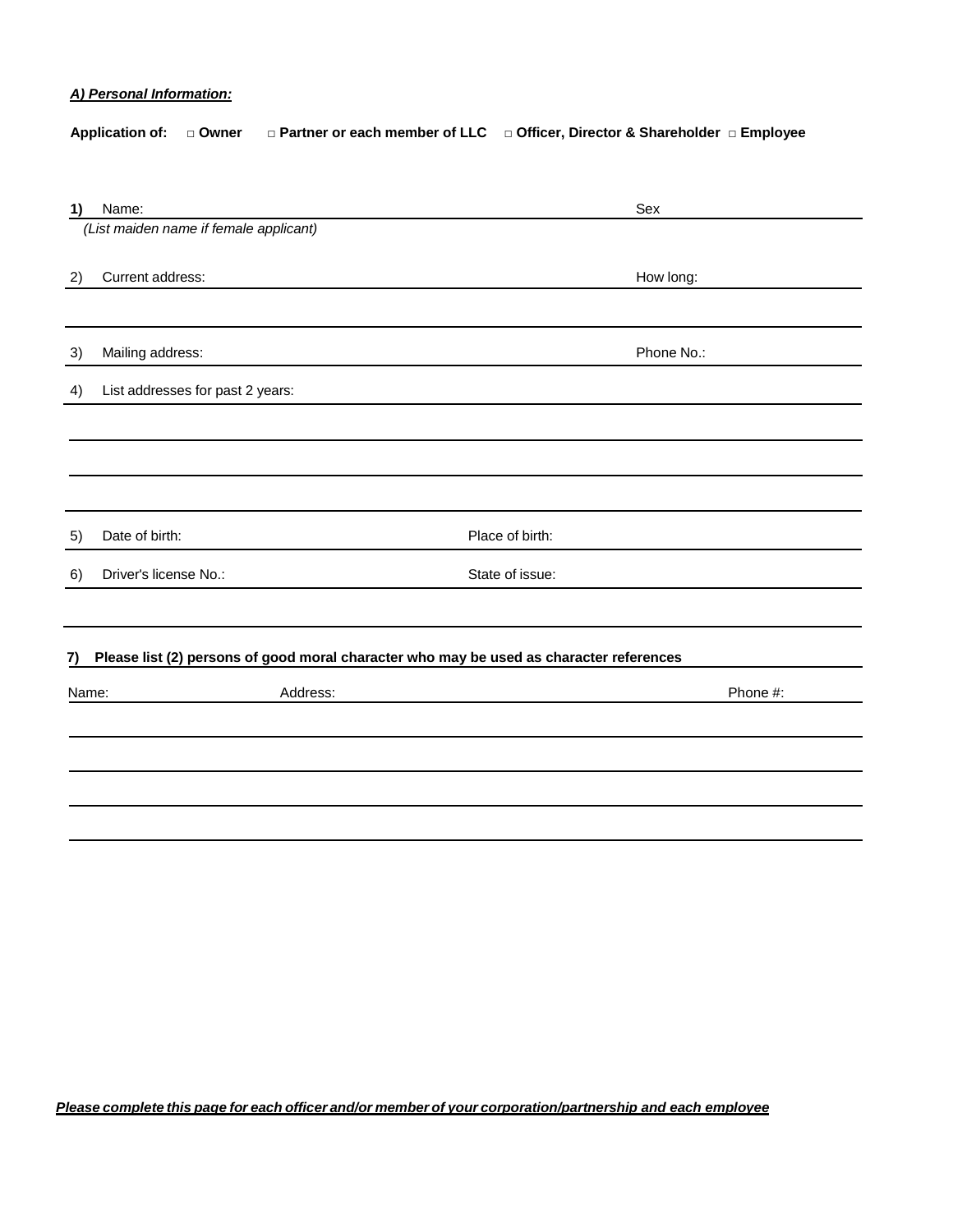***A) Personal Information:***

**Application of:** **□ Owner** **□ Partner or each member of LLC** **□ Officer, Director & Shareholder** **□ Employee**

**1)** Name: Sex

*(List maiden name if female applicant)*

2) Current address: How long:

3) Mailing address: Phone No.:

4) List addresses for past 2 years:

5) Date of birth: Place of birth:

6) Driver's license No.: State of issue:

**7) Please list (2) persons of good moral character who may be used as character references**

| Name: | Address: | Phone #: |
|---|---|---|
| | | |
| | | |
| | | |
| | | |

***Please complete this page for each officer and/or member of your corporation/partnership and each employee***